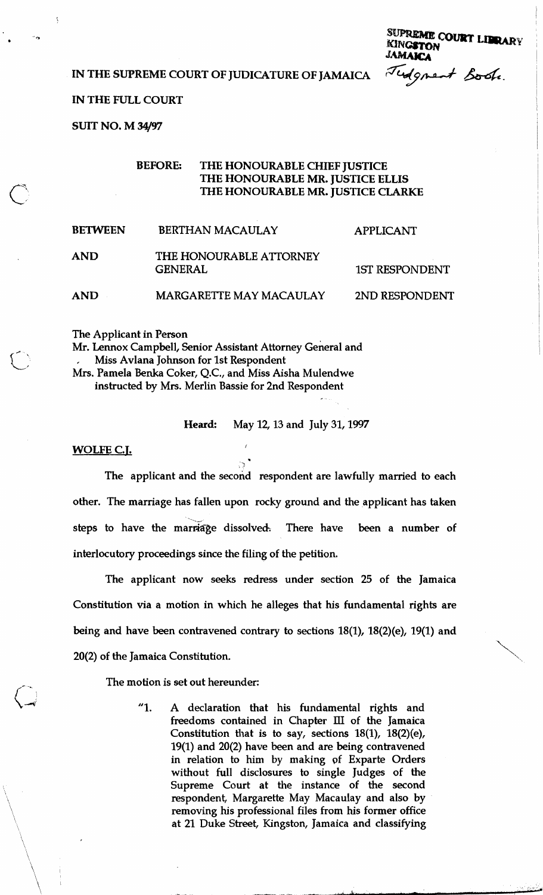SUPREME COURT LIBRARY
KINGSTON
JAMAICA

Judgment Book.

IN THE SUPREME COURT OF JUDICATURE OF JAMAICA

IN THE FULL COURT

SUIT NO. M 34/97

BEFORE: THE HONOURABLE CHIEF JUSTICE
THE HONOURABLE MR. JUSTICE ELLIS
THE HONOURABLE MR. JUSTICE CLARKE

| | | |
|---|---|---|
| BETWEEN | BERTHAN MACAULAY | APPLICANT |
| AND | THE HONOURABLE ATTORNEY GENERAL | 1ST RESPONDENT |
| AND | MARGARETTE MAY MACAULAY | 2ND RESPONDENT |

The Applicant in Person
Mr. Lennox Campbell, Senior Assistant Attorney General and
Miss Avlana Johnson for 1st Respondent
Mrs. Pamela Benka Coker, Q.C., and Miss Aisha Mulendwe
instructed by Mrs. Merlin Bassie for 2nd Respondent

Heard: May 12, 13 and July 31, 1997

**WOLFE C.J.**

The applicant and the second respondent are lawfully married to each other. The marriage has fallen upon rocky ground and the applicant has taken steps to have the marriage dissolved. There have been a number of interlocutory proceedings since the filing of the petition.

The applicant now seeks redress under section 25 of the Jamaica Constitution via a motion in which he alleges that his fundamental rights are being and have been contravened contrary to sections 18(1), 18(2)(e), 19(1) and 20(2) of the Jamaica Constitution.

The motion is set out hereunder:

> "1. A declaration that his fundamental rights and freedoms contained in Chapter III of the Jamaica Constitution that is to say, sections 18(1), 18(2)(e), 19(1) and 20(2) have been and are being contravened in relation to him by making of Exparte Orders without full disclosures to single Judges of the Supreme Court at the instance of the second respondent, Margarette May Macaulay and also by removing his professional files from his former office at 21 Duke Street, Kingston, Jamaica and classifying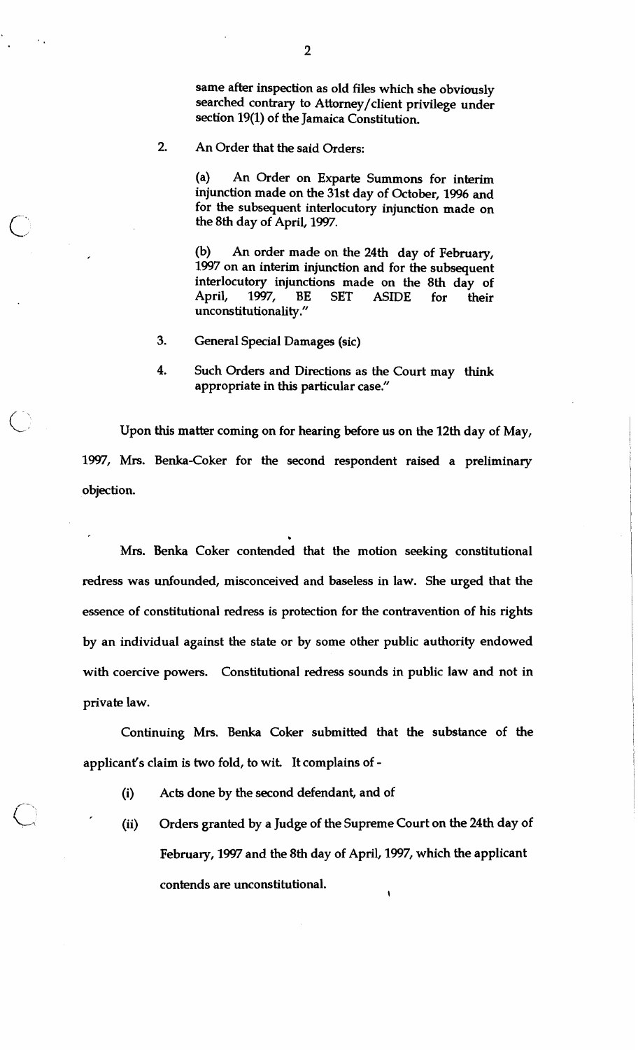same after inspection as old files which she obviously searched contrary to Attorney/client privilege under section 19(1) of the Jamaica Constitution.

2. An Order that the said Orders:

   (a) An Order on Exparte Summons for interim injunction made on the 31st day of October, 1996 and for the subsequent interlocutory injunction made on the 8th day of April, 1997.

   (b) An order made on the 24th day of February, 1997 on an interim injunction and for the subsequent interlocutory injunctions made on the 8th day of April, 1997, BE SET ASIDE for their unconstitutionality."

3. General Special Damages (sic)

4. Such Orders and Directions as the Court may think appropriate in this particular case."

Upon this matter coming on for hearing before us on the 12th day of May, 1997, Mrs. Benka-Coker for the second respondent raised a preliminary objection.

Mrs. Benka Coker contended that the motion seeking constitutional redress was unfounded, misconceived and baseless in law. She urged that the essence of constitutional redress is protection for the contravention of his rights by an individual against the state or by some other public authority endowed with coercive powers. Constitutional redress sounds in public law and not in private law.

Continuing Mrs. Benka Coker submitted that the substance of the applicant's claim is two fold, to wit. It complains of -

(i) Acts done by the second defendant, and of

(ii) Orders granted by a Judge of the Supreme Court on the 24th day of February, 1997 and the 8th day of April, 1997, which the applicant contends are unconstitutional.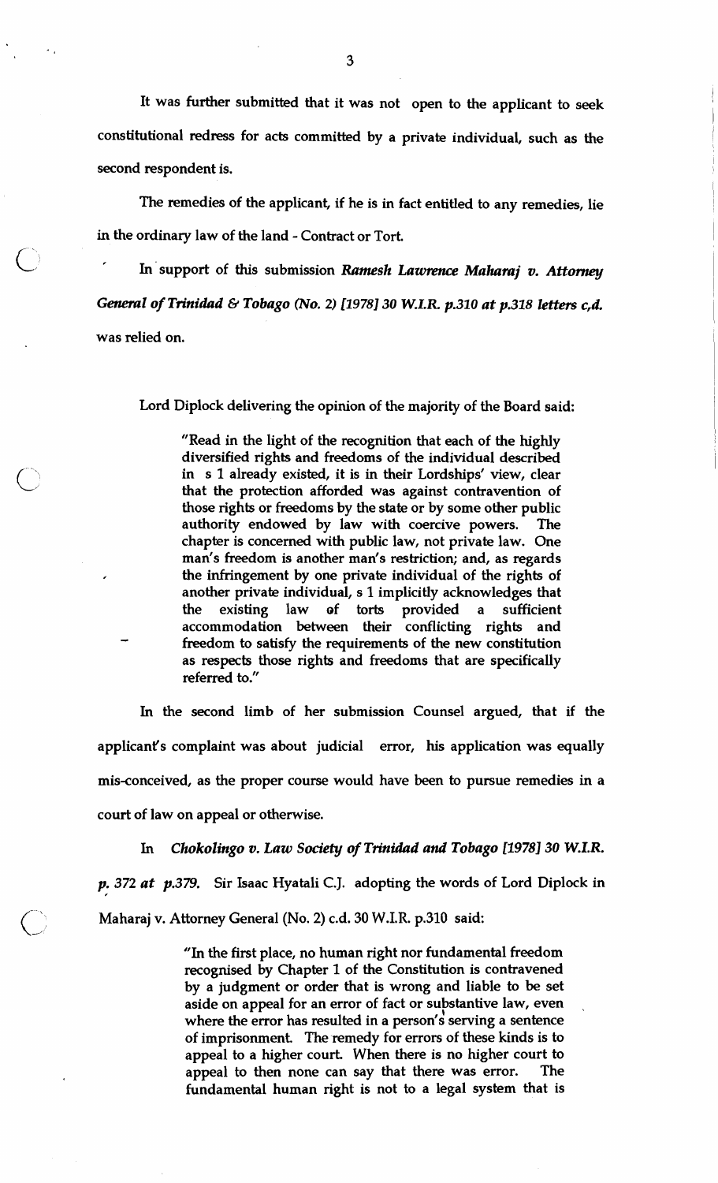It was further submitted that it was not open to the applicant to seek constitutional redress for acts committed by a private individual, such as the second respondent is.

The remedies of the applicant, if he is in fact entitled to any remedies, lie in the ordinary law of the land - Contract or Tort.

In support of this submission ***Ramesh Lawrence Maharaj v. Attorney General of Trinidad & Tobago (No. 2) [1978] 30 W.I.R. p.310 at p.318 letters c,d.*** was relied on.

Lord Diplock delivering the opinion of the majority of the Board said:

> "Read in the light of the recognition that each of the highly diversified rights and freedoms of the individual described in s 1 already existed, it is in their Lordships' view, clear that the protection afforded was against contravention of those rights or freedoms by the state or by some other public authority endowed by law with coercive powers. The chapter is concerned with public law, not private law. One man's freedom is another man's restriction; and, as regards the infringement by one private individual of the rights of another private individual, s 1 implicitly acknowledges that the existing law of torts provided a sufficient accommodation between their conflicting rights and freedom to satisfy the requirements of the new constitution as respects those rights and freedoms that are specifically referred to."

In the second limb of her submission Counsel argued, that if the applicant's complaint was about judicial error, his application was equally mis-conceived, as the proper course would have been to pursue remedies in a court of law on appeal or otherwise.

In *Chokolingo v. Law Society of Trinidad and Tobago [1978] 30 W.I.R. p. 372 at p.379.* Sir Isaac Hyatali C.J. adopting the words of Lord Diplock in Maharaj v. Attorney General (No. 2) c.d. 30 W.I.R. p.310 said:

> "In the first place, no human right nor fundamental freedom recognised by Chapter 1 of the Constitution is contravened by a judgment or order that is wrong and liable to be set aside on appeal for an error of fact or substantive law, even where the error has resulted in a person's serving a sentence of imprisonment. The remedy for errors of these kinds is to appeal to a higher court. When there is no higher court to appeal to then none can say that there was error. The fundamental human right is not to a legal system that is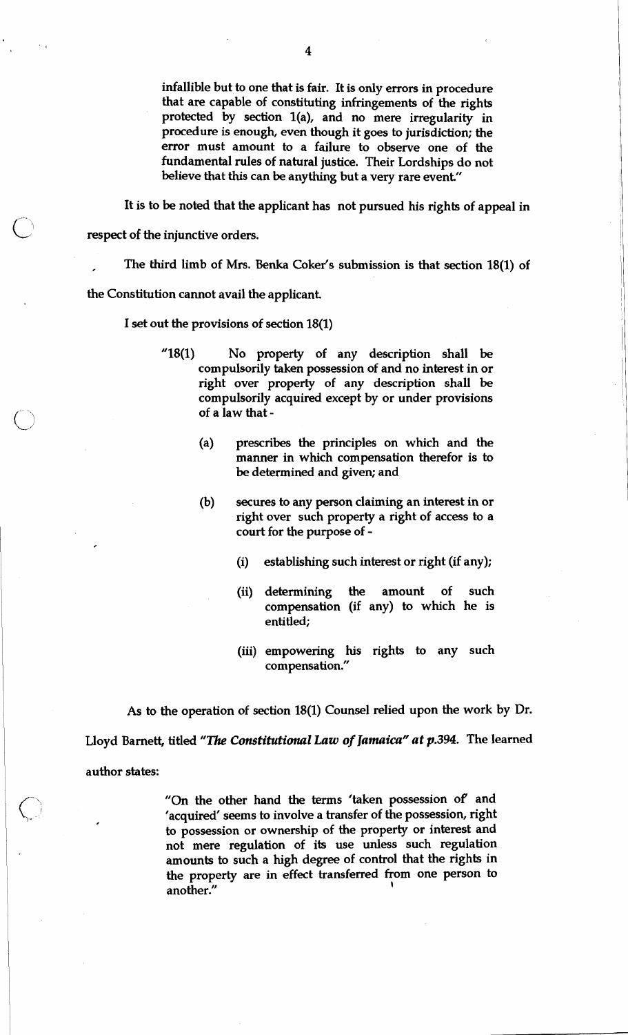infallible but to one that is fair. It is only errors in procedure that are capable of constituting infringements of the rights protected by section 1(a), and no mere irregularity in procedure is enough, even though it goes to jurisdiction; the error must amount to a failure to observe one of the fundamental rules of natural justice. Their Lordships do not believe that this can be anything but a very rare event."

It is to be noted that the applicant has not pursued his rights of appeal in respect of the injunctive orders.

The third limb of Mrs. Benka Coker's submission is that section 18(1) of the Constitution cannot avail the applicant.

I set out the provisions of section 18(1)

> "18(1) No property of any description shall be compulsorily taken possession of and no interest in or right over property of any description shall be compulsorily acquired except by or under provisions of a law that -
>
> (a) prescribes the principles on which and the manner in which compensation therefor is to be determined and given; and
>
> (b) secures to any person claiming an interest in or right over such property a right of access to a court for the purpose of -
>
> (i) establishing such interest or right (if any);
>
> (ii) determining the amount of such compensation (if any) to which he is entitled;
>
> (iii) empowering his rights to any such compensation."

As to the operation of section 18(1) Counsel relied upon the work by Dr. Lloyd Barnett, titled ***"The Constitutional Law of Jamaica" at p.394***. The learned author states:

> "On the other hand the terms 'taken possession of' and 'acquired' seems to involve a transfer of the possession, right to possession or ownership of the property or interest and not mere regulation of its use unless such regulation amounts to such a high degree of control that the rights in the property are in effect transferred from one person to another."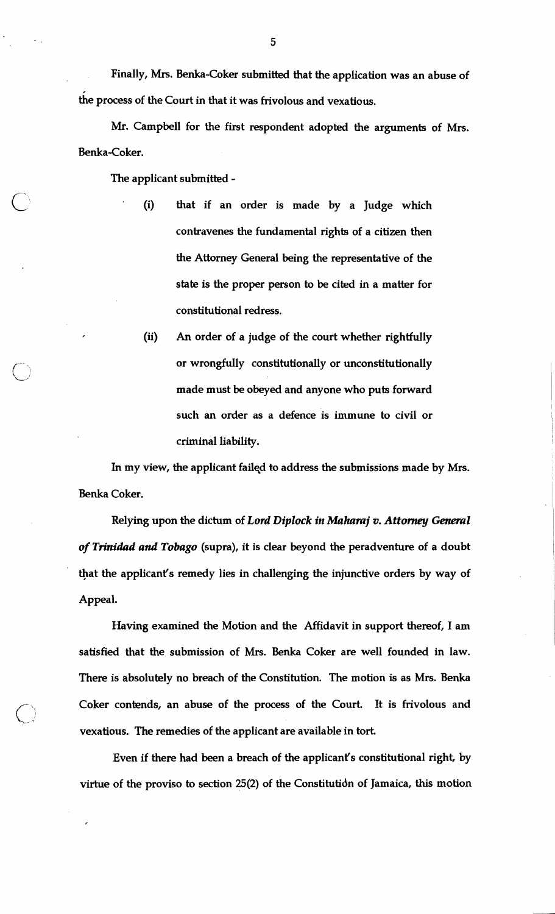Finally, Mrs. Benka-Coker submitted that the application was an abuse of the process of the Court in that it was frivolous and vexatious.

Mr. Campbell for the first respondent adopted the arguments of Mrs. Benka-Coker.

The applicant submitted -

(i) that if an order is made by a Judge which contravenes the fundamental rights of a citizen then the Attorney General being the representative of the state is the proper person to be cited in a matter for constitutional redress.

(ii) An order of a judge of the court whether rightfully or wrongfully constitutionally or unconstitutionally made must be obeyed and anyone who puts forward such an order as a defence is immune to civil or criminal liability.

In my view, the applicant failed to address the submissions made by Mrs. Benka Coker.

Relying upon the dictum of ***Lord Diplock in Maharaj v. Attorney General of Trinidad and Tobago*** (supra), it is clear beyond the peradventure of a doubt that the applicant's remedy lies in challenging the injunctive orders by way of Appeal.

Having examined the Motion and the Affidavit in support thereof, I am satisfied that the submission of Mrs. Benka Coker are well founded in law. There is absolutely no breach of the Constitution. The motion is as Mrs. Benka Coker contends, an abuse of the process of the Court. It is frivolous and vexatious. The remedies of the applicant are available in tort.

Even if there had been a breach of the applicant's constitutional right, by virtue of the proviso to section 25(2) of the Constitution of Jamaica, this motion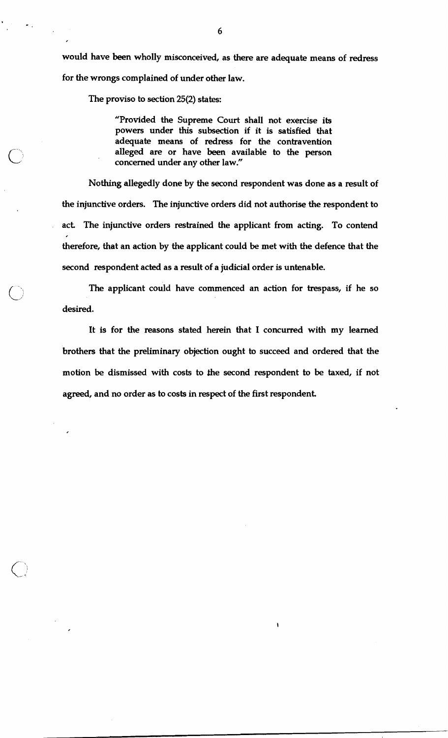would have been wholly misconceived, as there are adequate means of redress for the wrongs complained of under other law.

The proviso to section 25(2) states:

> "Provided the Supreme Court shall not exercise its powers under this subsection if it is satisfied that adequate means of redress for the contravention alleged are or have been available to the person concerned under any other law."

Nothing allegedly done by the second respondent was done as a result of the injunctive orders. The injunctive orders did not authorise the respondent to act. The injunctive orders restrained the applicant from acting. To contend therefore, that an action by the applicant could be met with the defence that the second respondent acted as a result of a judicial order is untenable.

The applicant could have commenced an action for trespass, if he so desired.

It is for the reasons stated herein that I concurred with my learned brothers that the preliminary objection ought to succeed and ordered that the motion be dismissed with costs to the second respondent to be taxed, if not agreed, and no order as to costs in respect of the first respondent.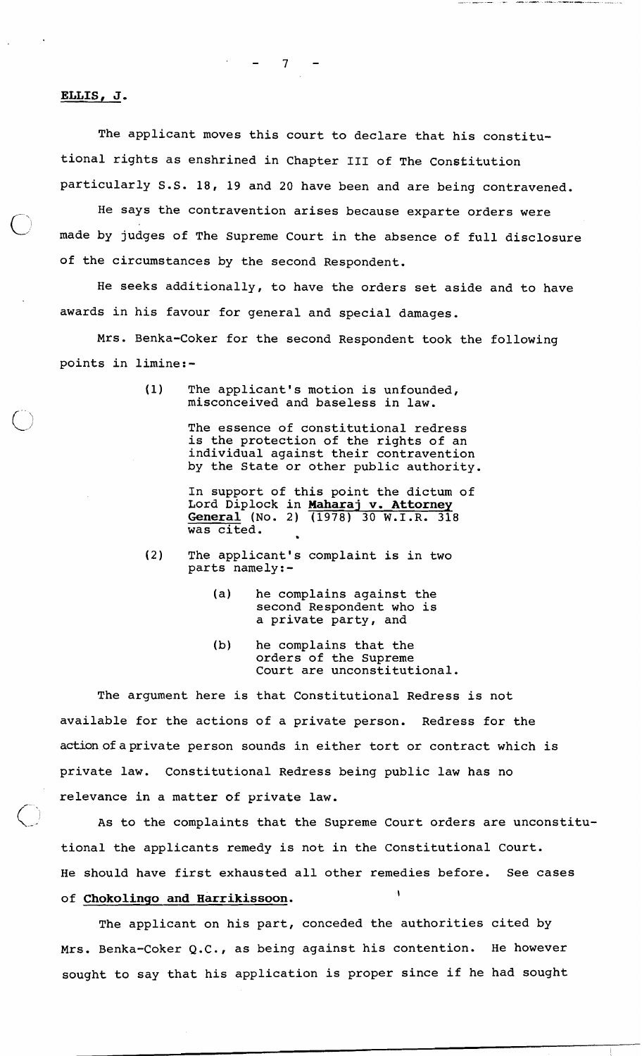**ELLIS, J.**

The applicant moves this court to declare that his constitutional rights as enshrined in Chapter III of The Constitution particularly S.S. 18, 19 and 20 have been and are being contravened.

He says the contravention arises because exparte orders were made by judges of The Supreme Court in the absence of full disclosure of the circumstances by the second Respondent.

He seeks additionally, to have the orders set aside and to have awards in his favour for general and special damages.

Mrs. Benka-Coker for the second Respondent took the following points in limine:-

> (1) The applicant's motion is unfounded, misconceived and baseless in law.
>
> The essence of constitutional redress is the protection of the rights of an individual against their contravention by the State or other public authority.
>
> In support of this point the dictum of Lord Diplock in **Maharaj v. Attorney General** (No. 2) (1978) 30 W.I.R. 318 was cited.
>
> (2) The applicant's complaint is in two parts namely:-
>
> > (a) he complains against the second Respondent who is a private party, and
> >
> > (b) he complains that the orders of the Supreme Court are unconstitutional.

The argument here is that Constitutional Redress is not available for the actions of a private person. Redress for the action of a private person sounds in either tort or contract which is private law. Constitutional Redress being public law has no relevance in a matter of private law.

As to the complaints that the Supreme Court orders are unconstitutional the applicants remedy is not in the Constitutional Court. He should have first exhausted all other remedies before. See cases of **Chokolingo and Harrikissoon.**

The applicant on his part, conceded the authorities cited by Mrs. Benka-Coker Q.C., as being against his contention. He however sought to say that his application is proper since if he had sought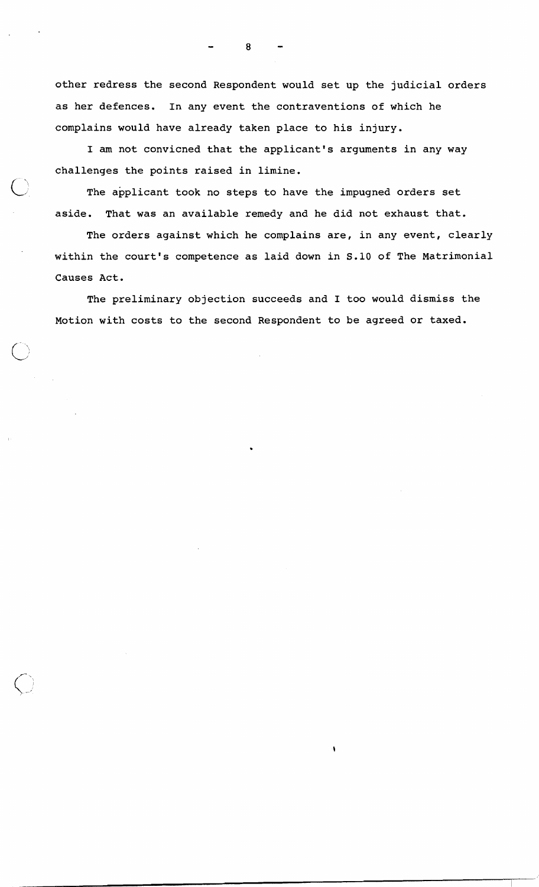other redress the second Respondent would set up the judicial orders as her defences. In any event the contraventions of which he complains would have already taken place to his injury.

I am not convicned that the applicant's arguments in any way challenges the points raised in limine.

The applicant took no steps to have the impugned orders set aside. That was an available remedy and he did not exhaust that.

The orders against which he complains are, in any event, clearly within the court's competence as laid down in S.10 of The Matrimonial Causes Act.

The preliminary objection succeeds and I too would dismiss the Motion with costs to the second Respondent to be agreed or taxed.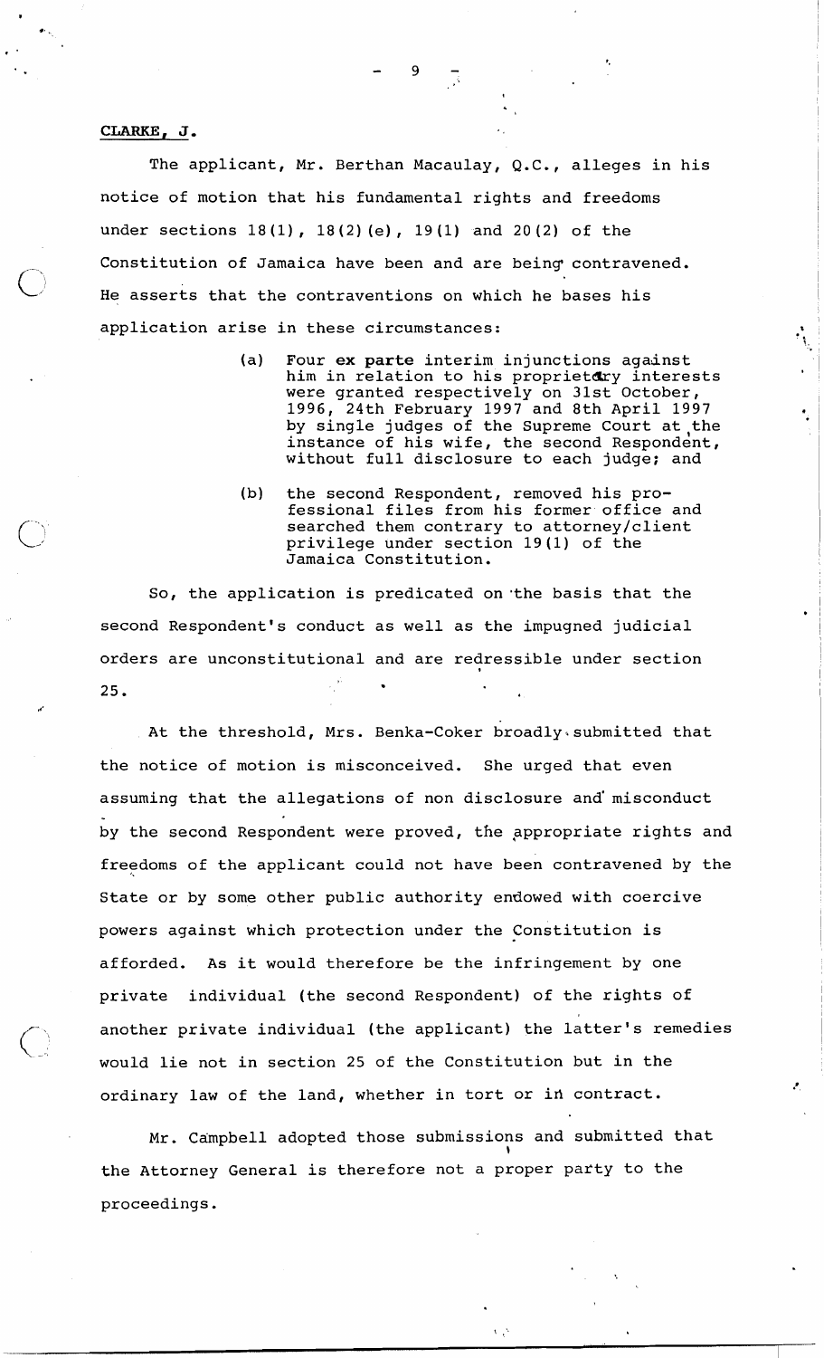**CLARKE, J.**

The applicant, Mr. Berthan Macaulay, Q.C., alleges in his notice of motion that his fundamental rights and freedoms under sections 18(1), 18(2)(e), 19(1) and 20(2) of the Constitution of Jamaica have been and are being contravened. He asserts that the contraventions on which he bases his application arise in these circumstances:

> (a) Four **ex parte** interim injunctions against him in relation to his proprietary interests were granted respectively on 31st October, 1996, 24th February 1997 and 8th April 1997 by single judges of the Supreme Court at the instance of his wife, the second Respondent, without full disclosure to each judge; and
>
> (b) the second Respondent, removed his professional files from his former office and searched them contrary to attorney/client privilege under section 19(1) of the Jamaica Constitution.

So, the application is predicated on the basis that the second Respondent's conduct as well as the impugned judicial orders are unconstitutional and are redressible under section 25.

At the threshold, Mrs. Benka-Coker broadly submitted that the notice of motion is misconceived. She urged that even assuming that the allegations of non disclosure and misconduct by the second Respondent were proved, the appropriate rights and freedoms of the applicant could not have been contravened by the State or by some other public authority endowed with coercive powers against which protection under the Constitution is afforded. As it would therefore be the infringement by one private individual (the second Respondent) of the rights of another private individual (the applicant) the latter's remedies would lie not in section 25 of the Constitution but in the ordinary law of the land, whether in tort or in contract.

Mr. Campbell adopted those submissions and submitted that the Attorney General is therefore not a proper party to the proceedings.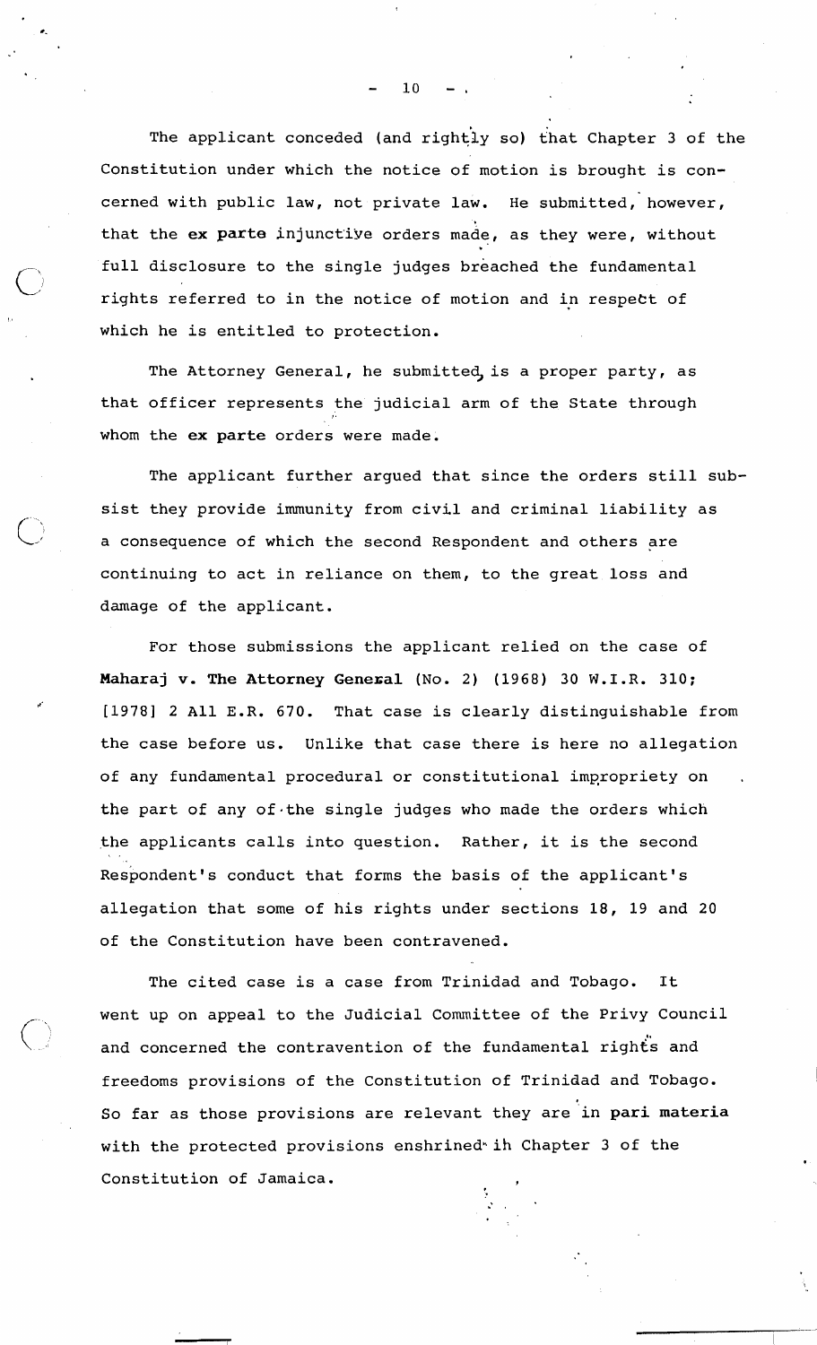The applicant conceded (and rightly so) that Chapter 3 of the Constitution under which the notice of motion is brought is concerned with public law, not private law. He submitted, however, that the **ex parte** injunctive orders made, as they were, without full disclosure to the single judges breached the fundamental rights referred to in the notice of motion and in respect of which he is entitled to protection.

The Attorney General, he submitted, is a proper party, as that officer represents the judicial arm of the State through whom the **ex parte** orders were made.

The applicant further argued that since the orders still subsist they provide immunity from civil and criminal liability as a consequence of which the second Respondent and others are continuing to act in reliance on them, to the great loss and damage of the applicant.

For those submissions the applicant relied on the case of **Maharaj v. The Attorney General** (No. 2) (1968) 30 W.I.R. 310; [1978] 2 All E.R. 670. That case is clearly distinguishable from the case before us. Unlike that case there is here no allegation of any fundamental procedural or constitutional impropriety on the part of any of the single judges who made the orders which the applicants calls into question. Rather, it is the second Respondent's conduct that forms the basis of the applicant's allegation that some of his rights under sections 18, 19 and 20 of the Constitution have been contravened.

The cited case is a case from Trinidad and Tobago. It went up on appeal to the Judicial Committee of the Privy Council and concerned the contravention of the fundamental rights and freedoms provisions of the Constitution of Trinidad and Tobago. So far as those provisions are relevant they are in **pari materia** with the protected provisions enshrined in Chapter 3 of the Constitution of Jamaica.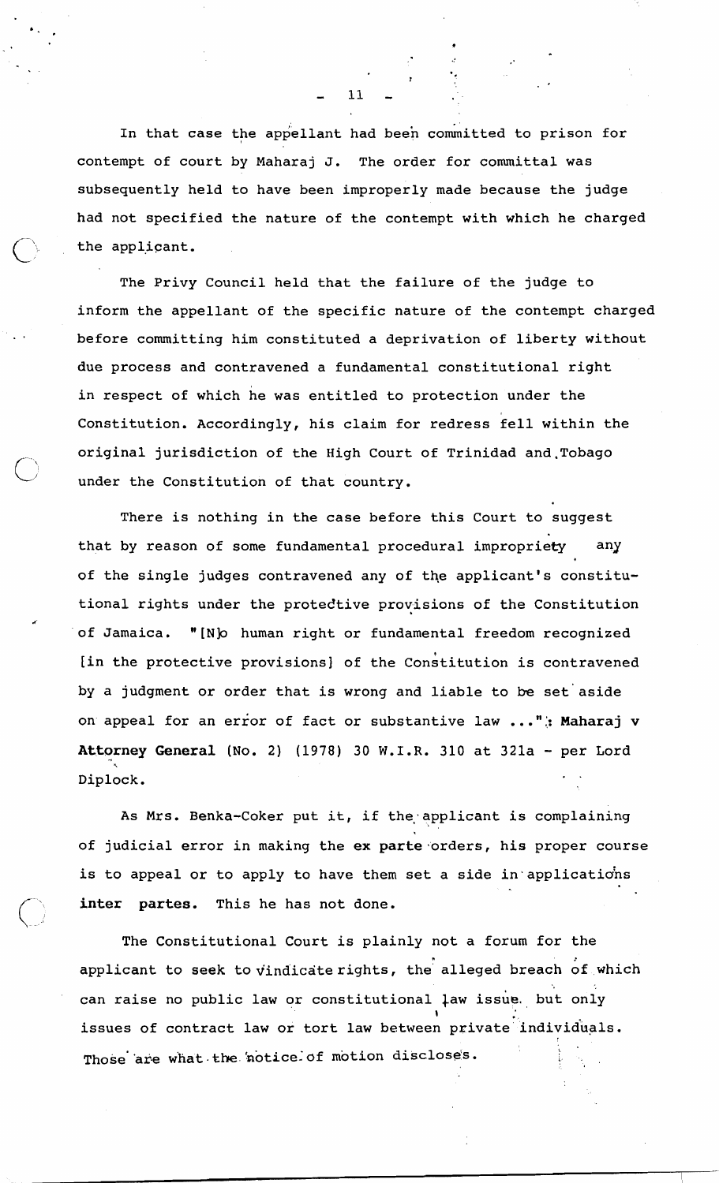In that case the appellant had been committed to prison for contempt of court by Maharaj J. The order for committal was subsequently held to have been improperly made because the judge had not specified the nature of the contempt with which he charged the applicant.

The Privy Council held that the failure of the judge to inform the appellant of the specific nature of the contempt charged before committing him constituted a deprivation of liberty without due process and contravened a fundamental constitutional right in respect of which he was entitled to protection under the Constitution. Accordingly, his claim for redress fell within the original jurisdiction of the High Court of Trinidad and Tobago under the Constitution of that country.

There is nothing in the case before this Court to suggest that by reason of some fundamental procedural impropriety any of the single judges contravened any of the applicant's constitutional rights under the protective provisions of the Constitution of Jamaica. "[N]o human right or fundamental freedom recognized [in the protective provisions] of the Constitution is contravened by a judgment or order that is wrong and liable to be set aside on appeal for an error of fact or substantive law ...": **Maharaj v Attorney General** (No. 2) (1978) 30 W.I.R. 310 at 321a - per Lord Diplock.

As Mrs. Benka-Coker put it, if the applicant is complaining of judicial error in making the **ex parte** orders, his proper course is to appeal or to apply to have them set a side in applications **inter partes**. This he has not done.

The Constitutional Court is plainly not a forum for the applicant to seek to vindicate rights, the alleged breach of which can raise no public law or constitutional law issue, but only issues of contract law or tort law between private individuals. Those are what the notice of motion discloses.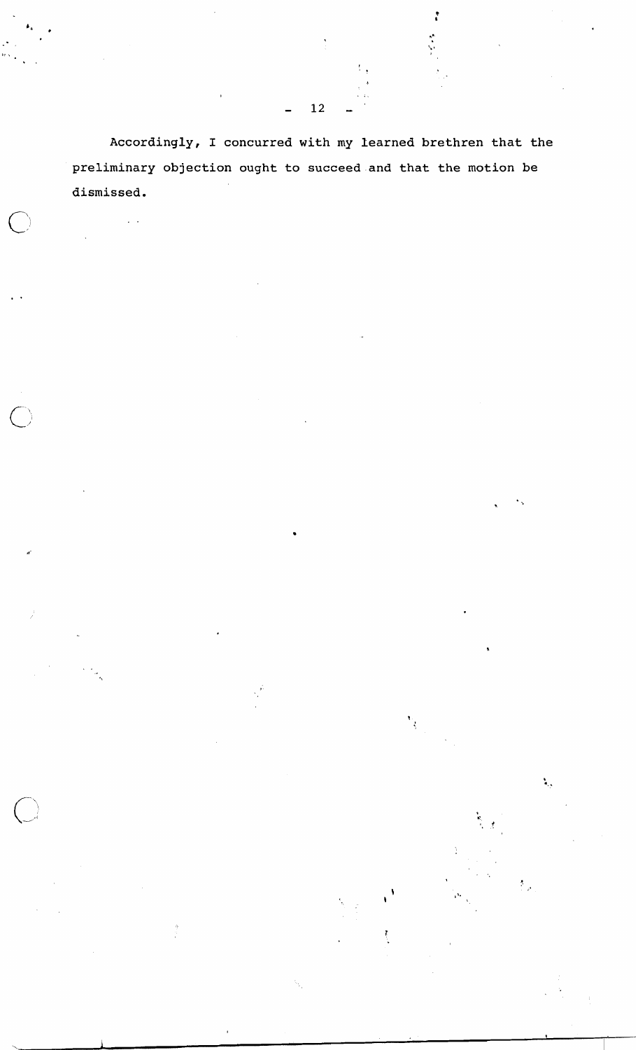Accordingly, I concurred with my learned brethren that the preliminary objection ought to succeed and that the motion be dismissed.